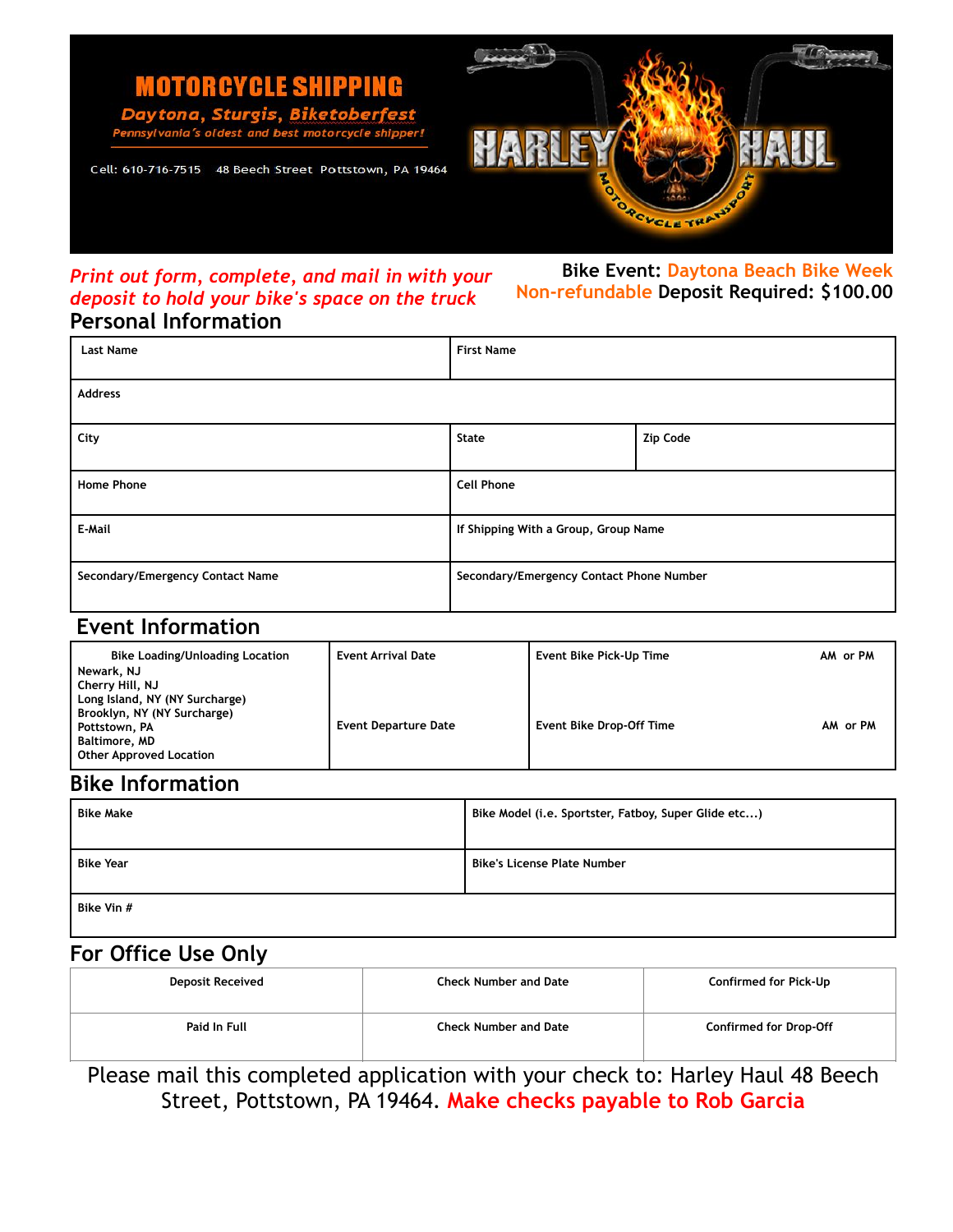# MOTORCYCLE SHIPPING

**Daytona, Sturgis, Biketoberfest**

*Pennsylvania's oldest and best motorcycle shipper!*

Cell: 610-716-7515 48 Beech Street Pottstown, PA 19464

HARLEY HAUL
MOTORCYCLE TRANSPORT

*Print out form, complete, and mail in with your deposit to hold your bike's space on the truck*

**Bike Event: Daytona Beach Bike Week**
**Non-refundable Deposit Required: $100.00**

## Personal Information

| Last Name | First Name | |
|---|---|---|
| Address | | |
| City | State | Zip Code |
| Home Phone | Cell Phone | |
| E-Mail | If Shipping With a Group, Group Name | |
| Secondary/Emergency Contact Name | Secondary/Emergency Contact Phone Number | |

## Event Information

| Bike Loading/Unloading Location | Event Arrival Date | Event Bike Pick-Up Time | AM or PM |
|---|---|---|---|
| Newark, NJ<br>Cherry Hill, NJ<br>Long Island, NY (NY Surcharge)<br>Brooklyn, NY (NY Surcharge)<br>Pottstown, PA<br>Baltimore, MD<br>Other Approved Location | Event Departure Date | Event Bike Drop-Off Time | AM or PM |

## Bike Information

| Bike Make | Bike Model (i.e. Sportster, Fatboy, Super Glide etc...) |
|---|---|
| Bike Year | Bike's License Plate Number |
| Bike Vin # | |

## For Office Use Only

| Deposit Received | Check Number and Date | Confirmed for Pick-Up |
|---|---|---|
| Paid In Full | Check Number and Date | Confirmed for Drop-Off |

Please mail this completed application with your check to: Harley Haul 48 Beech Street, Pottstown, PA 19464. **Make checks payable to Rob Garcia**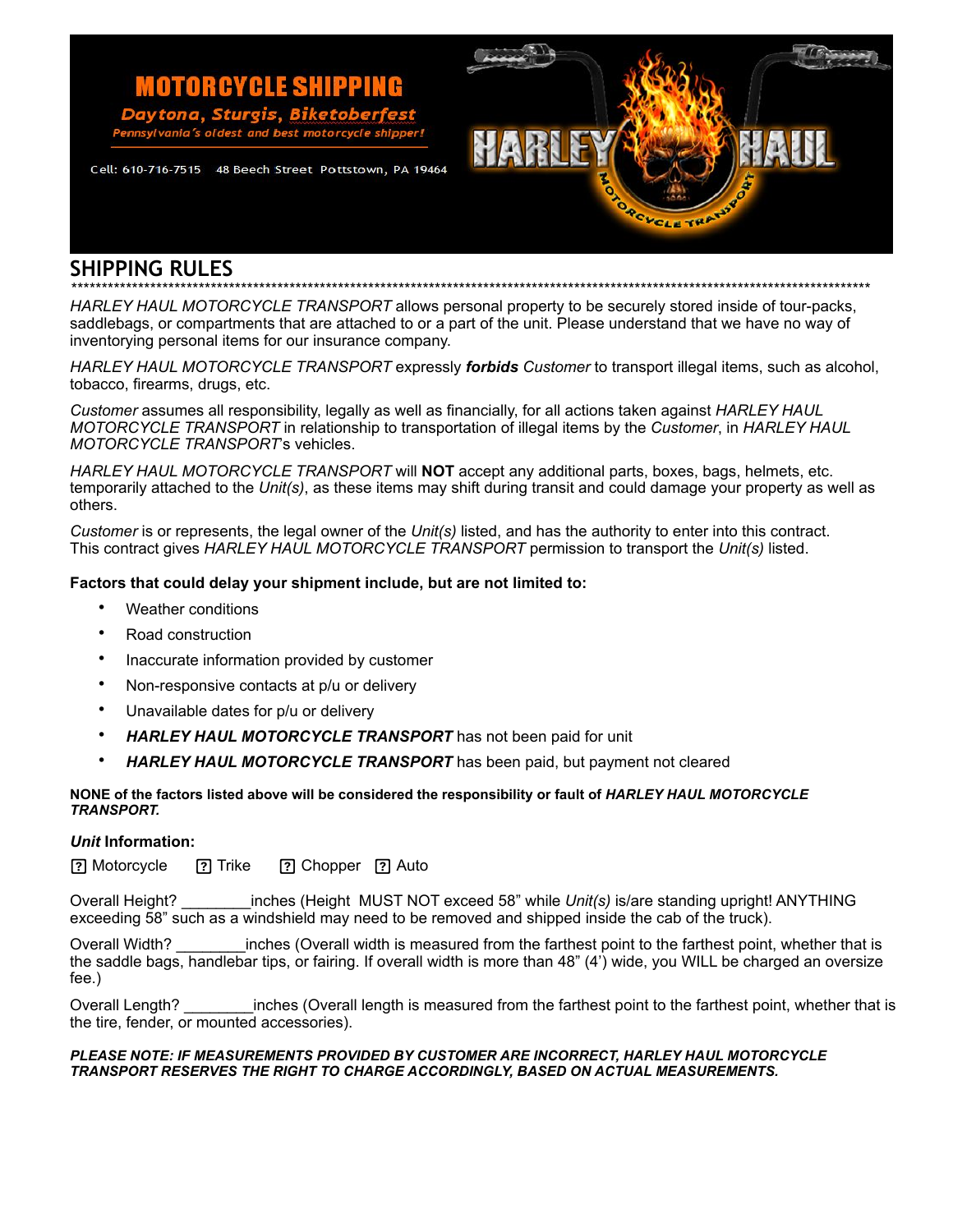MOTORCYCLE SHIPPING

Daytona, Sturgis, Biketoberfest

Pennsylvania's oldest and best motorcycle shipper!

Cell: 610-716-7515 48 Beech Street Pottstown, PA 19464

HARLEY HAUL MOTORCYCLE TRANSPORT

## SHIPPING RULES

*********************************************************************************************************************

*HARLEY HAUL MOTORCYCLE TRANSPORT* allows personal property to be securely stored inside of tour-packs, saddlebags, or compartments that are attached to or a part of the unit. Please understand that we have no way of inventorying personal items for our insurance company.

*HARLEY HAUL MOTORCYCLE TRANSPORT* expressly ***forbids*** *Customer* to transport illegal items, such as alcohol, tobacco, firearms, drugs, etc.

*Customer* assumes all responsibility, legally as well as financially, for all actions taken against *HARLEY HAUL MOTORCYCLE TRANSPORT* in relationship to transportation of illegal items by the *Customer*, in *HARLEY HAUL MOTORCYCLE TRANSPORT*'s vehicles.

*HARLEY HAUL MOTORCYCLE TRANSPORT* will **NOT** accept any additional parts, boxes, bags, helmets, etc. temporarily attached to the *Unit(s)*, as these items may shift during transit and could damage your property as well as others.

*Customer* is or represents, the legal owner of the *Unit(s)* listed, and has the authority to enter into this contract. This contract gives *HARLEY HAUL MOTORCYCLE TRANSPORT* permission to transport the *Unit(s)* listed.

**Factors that could delay your shipment include, but are not limited to:**

- Weather conditions
- Road construction
- Inaccurate information provided by customer
- Non-responsive contacts at p/u or delivery
- Unavailable dates for p/u or delivery
- ***HARLEY HAUL MOTORCYCLE TRANSPORT*** has not been paid for unit
- ***HARLEY HAUL MOTORCYCLE TRANSPORT*** has been paid, but payment not cleared

**NONE of the factors listed above will be considered the responsibility or fault of *HARLEY HAUL MOTORCYCLE TRANSPORT.***

***Unit* Information:**

☐ Motorcycle ☐ Trike ☐ Chopper ☐ Auto

Overall Height? ________inches (Height MUST NOT exceed 58" while *Unit(s)* is/are standing upright! ANYTHING exceeding 58" such as a windshield may need to be removed and shipped inside the cab of the truck).

Overall Width? ________inches (Overall width is measured from the farthest point to the farthest point, whether that is the saddle bags, handlebar tips, or fairing. If overall width is more than 48" (4') wide, you WILL be charged an oversize fee.)

Overall Length? ________inches (Overall length is measured from the farthest point to the farthest point, whether that is the tire, fender, or mounted accessories).

***PLEASE NOTE: IF MEASUREMENTS PROVIDED BY CUSTOMER ARE INCORRECT, HARLEY HAUL MOTORCYCLE TRANSPORT RESERVES THE RIGHT TO CHARGE ACCORDINGLY, BASED ON ACTUAL MEASUREMENTS.***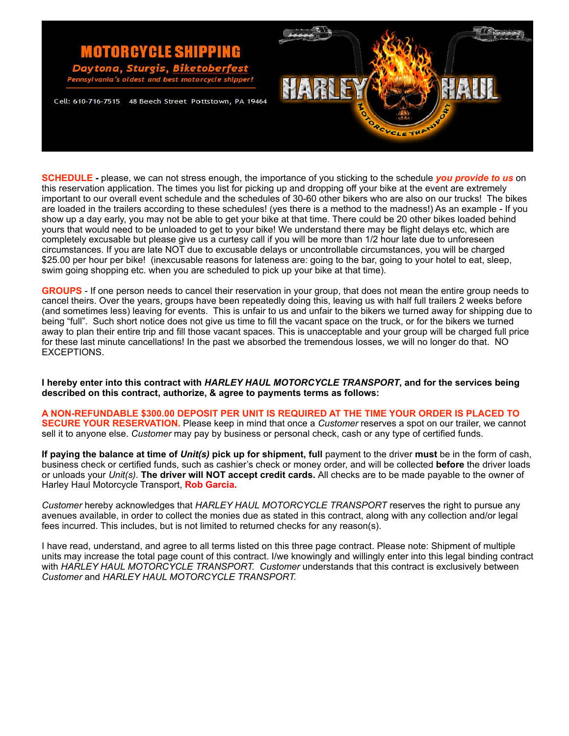**MOTORCYCLE SHIPPING**

*Daytona, Sturgis, Biketoberfest*

*Pennsylvania's oldest and best motorcycle shipper!*

Cell: 610-716-7515 48 Beech Street Pottstown, PA 19464

HARLEY HAUL MOTORCYCLE TRANSPORT

**SCHEDULE -** please, we can not stress enough, the importance of you sticking to the schedule ***you provide to us*** on this reservation application. The times you list for picking up and dropping off your bike at the event are extremely important to our overall event schedule and the schedules of 30-60 other bikers who are also on our trucks! The bikes are loaded in the trailers according to these schedules! (yes there is a method to the madness!) As an example - If you show up a day early, you may not be able to get your bike at that time. There could be 20 other bikes loaded behind yours that would need to be unloaded to get to your bike! We understand there may be flight delays etc, which are completely excusable but please give us a curtesy call if you will be more than 1/2 hour late due to unforeseen circumstances. If you are late NOT due to excusable delays or uncontrollable circumstances, you will be charged $25.00 per hour per bike! (inexcusable reasons for lateness are: going to the bar, going to your hotel to eat, sleep, swim going shopping etc. when you are scheduled to pick up your bike at that time).

**GROUPS** - If one person needs to cancel their reservation in your group, that does not mean the entire group needs to cancel theirs. Over the years, groups have been repeatedly doing this, leaving us with half full trailers 2 weeks before (and sometimes less) leaving for events. This is unfair to us and unfair to the bikers we turned away for shipping due to being "full". Such short notice does not give us time to fill the vacant space on the truck, or for the bikers we turned away to plan their entire trip and fill those vacant spaces. This is unacceptable and your group will be charged full price for these last minute cancellations! In the past we absorbed the tremendous losses, we will no longer do that. NO EXCEPTIONS.

**I hereby enter into this contract with *HARLEY HAUL MOTORCYCLE TRANSPORT*, and for the services being described on this contract, authorize, & agree to payments terms as follows:**

**A NON-REFUNDABLE $300.00 DEPOSIT PER UNIT IS REQUIRED AT THE TIME YOUR ORDER IS PLACED TO SECURE YOUR RESERVATION.** Please keep in mind that once a *Customer* reserves a spot on our trailer, we cannot sell it to anyone else. *Customer* may pay by business or personal check, cash or any type of certified funds.

**If paying the balance at time of *Unit(s)* pick up for shipment, full** payment to the driver **must** be in the form of cash, business check or certified funds, such as cashier's check or money order, and will be collected **before** the driver loads or unloads your *Unit(s)*. **The driver will NOT accept credit cards.** All checks are to be made payable to the owner of Harley Haul Motorcycle Transport, **Rob Garcia.**

*Customer* hereby acknowledges that *HARLEY HAUL MOTORCYCLE TRANSPORT* reserves the right to pursue any avenues available, in order to collect the monies due as stated in this contract, along with any collection and/or legal fees incurred. This includes, but is not limited to returned checks for any reason(s).

I have read, understand, and agree to all terms listed on this three page contract. Please note: Shipment of multiple units may increase the total page count of this contract. I/we knowingly and willingly enter into this legal binding contract with *HARLEY HAUL MOTORCYCLE TRANSPORT. Customer* understands that this contract is exclusively between *Customer* and *HARLEY HAUL MOTORCYCLE TRANSPORT.*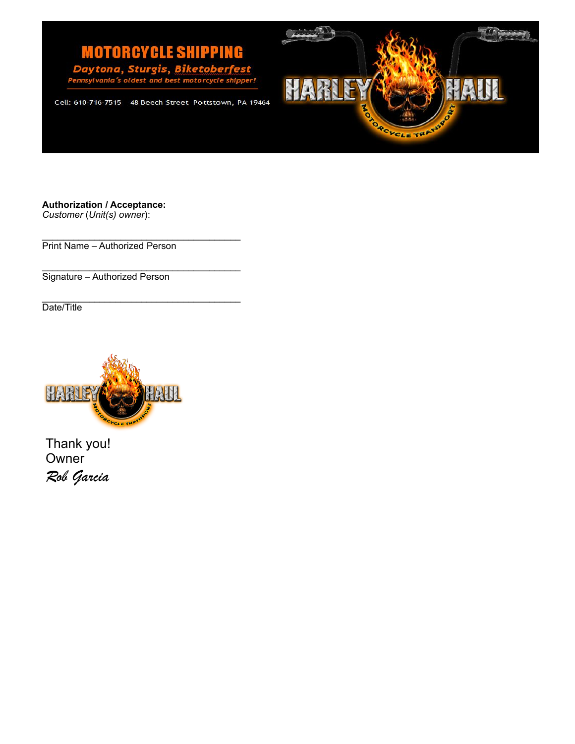MOTORCYCLE SHIPPING

Daytona, Sturgis, Biketoberfest

Pennsylvania's oldest and best motorcycle shipper!

Cell: 610-716-7515 48 Beech Street Pottstown, PA 19464

HARLEY HAUL MOTORCYCLE TRANSPORT

**Authorization / Acceptance:**
*Customer* (*Unit(s) owner*):

\_\_\_\_\_\_\_\_\_\_\_\_\_\_\_\_\_\_\_\_\_\_\_\_\_\_\_\_\_\_\_\_\_\_\_\_\_\_
Print Name – Authorized Person

\_\_\_\_\_\_\_\_\_\_\_\_\_\_\_\_\_\_\_\_\_\_\_\_\_\_\_\_\_\_\_\_\_\_\_\_\_\_
Signature – Authorized Person

\_\_\_\_\_\_\_\_\_\_\_\_\_\_\_\_\_\_\_\_\_\_\_\_\_\_\_\_\_\_\_\_\_\_\_\_\_\_
Date/Title

HARLEY HAUL MOTORCYCLE TRANSPORT

Thank you!
Owner
*Rob Garcia*